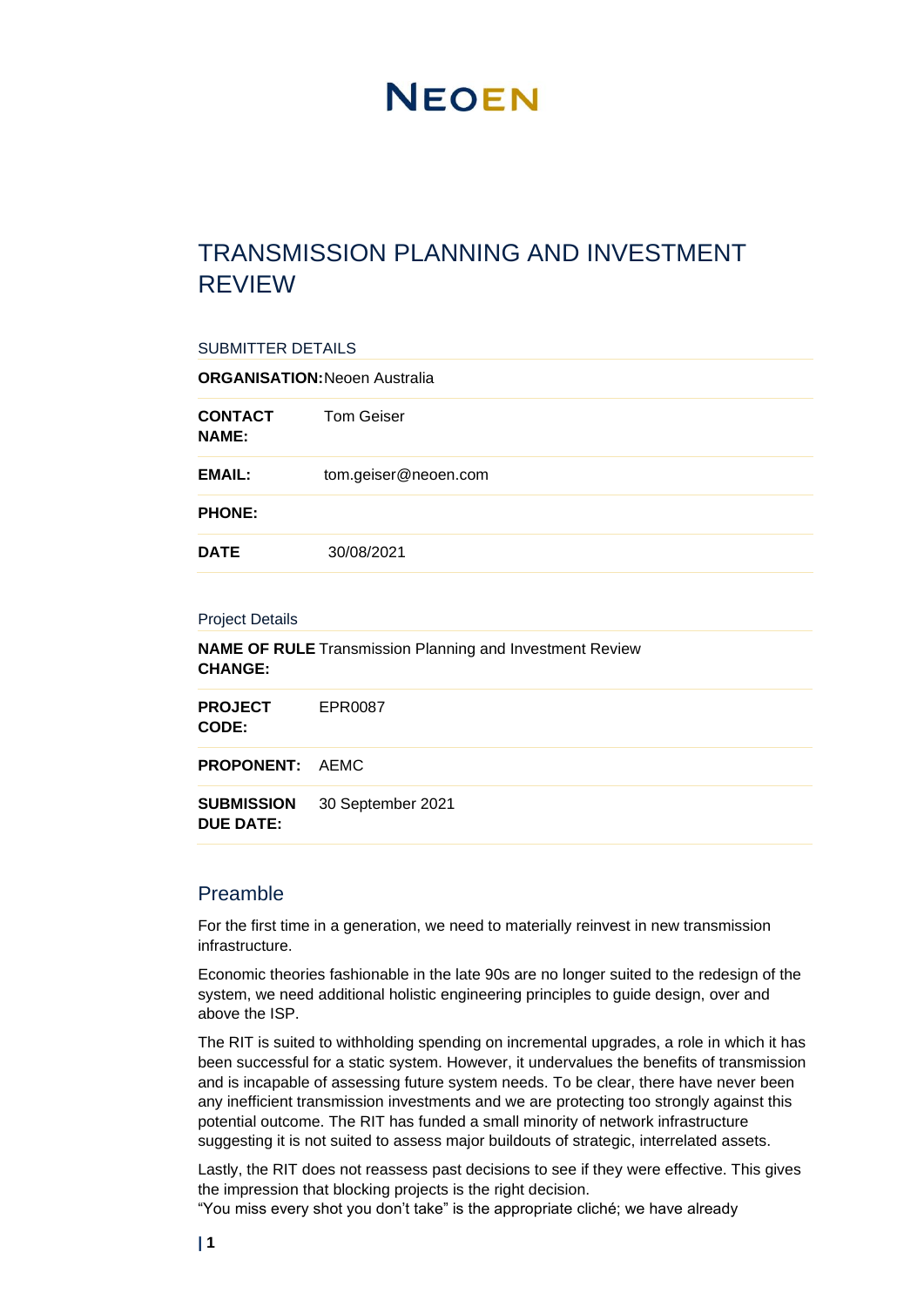# NEOEN

# TRANSMISSION PLANNING AND INVESTMENT REVIEW

SUBMITTER DETAILS

| | |
|---|---|
| **ORGANISATION:** | Neoen Australia |
| **CONTACT NAME:** | Tom Geiser |
| **EMAIL:** | tom.geiser@neoen.com |
| **PHONE:** | |
| **DATE** | 30/08/2021 |

Project Details

| | |
|---|---|
| **NAME OF RULE CHANGE:** | Transmission Planning and Investment Review |
| **PROJECT CODE:** | EPR0087 |
| **PROPONENT:** | AEMC |
| **SUBMISSION DUE DATE:** | 30 September 2021 |

## Preamble

For the first time in a generation, we need to materially reinvest in new transmission infrastructure.

Economic theories fashionable in the late 90s are no longer suited to the redesign of the system, we need additional holistic engineering principles to guide design, over and above the ISP.

The RIT is suited to withholding spending on incremental upgrades, a role in which it has been successful for a static system. However, it undervalues the benefits of transmission and is incapable of assessing future system needs. To be clear, there have never been any inefficient transmission investments and we are protecting too strongly against this potential outcome. The RIT has funded a small minority of network infrastructure suggesting it is not suited to assess major buildouts of strategic, interrelated assets.

Lastly, the RIT does not reassess past decisions to see if they were effective. This gives the impression that blocking projects is the right decision.
"You miss every shot you don't take" is the appropriate cliché; we have already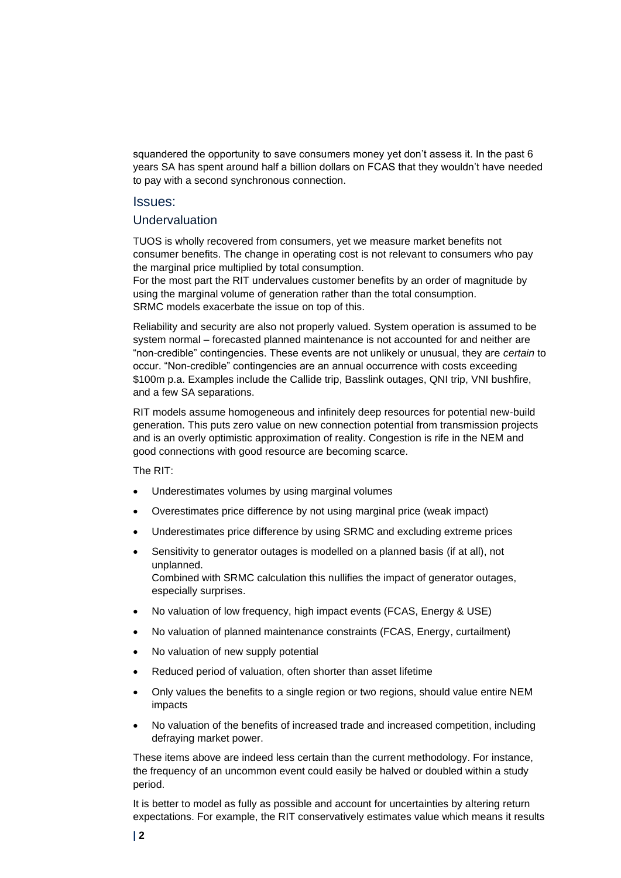squandered the opportunity to save consumers money yet don't assess it. In the past 6 years SA has spent around half a billion dollars on FCAS that they wouldn't have needed to pay with a second synchronous connection.

## Issues:

### Undervaluation

TUOS is wholly recovered from consumers, yet we measure market benefits not consumer benefits. The change in operating cost is not relevant to consumers who pay the marginal price multiplied by total consumption.
For the most part the RIT undervalues customer benefits by an order of magnitude by using the marginal volume of generation rather than the total consumption.
SRMC models exacerbate the issue on top of this.

Reliability and security are also not properly valued. System operation is assumed to be system normal – forecasted planned maintenance is not accounted for and neither are "non-credible" contingencies. These events are not unlikely or unusual, they are *certain* to occur. "Non-credible" contingencies are an annual occurrence with costs exceeding $100m p.a. Examples include the Callide trip, Basslink outages, QNI trip, VNI bushfire, and a few SA separations.

RIT models assume homogeneous and infinitely deep resources for potential new-build generation. This puts zero value on new connection potential from transmission projects and is an overly optimistic approximation of reality. Congestion is rife in the NEM and good connections with good resource are becoming scarce.

The RIT:

- Underestimates volumes by using marginal volumes
- Overestimates price difference by not using marginal price (weak impact)
- Underestimates price difference by using SRMC and excluding extreme prices
- Sensitivity to generator outages is modelled on a planned basis (if at all), not unplanned.
  Combined with SRMC calculation this nullifies the impact of generator outages, especially surprises.
- No valuation of low frequency, high impact events (FCAS, Energy & USE)
- No valuation of planned maintenance constraints (FCAS, Energy, curtailment)
- No valuation of new supply potential
- Reduced period of valuation, often shorter than asset lifetime
- Only values the benefits to a single region or two regions, should value entire NEM impacts
- No valuation of the benefits of increased trade and increased competition, including defraying market power.

These items above are indeed less certain than the current methodology. For instance, the frequency of an uncommon event could easily be halved or doubled within a study period.

It is better to model as fully as possible and account for uncertainties by altering return expectations. For example, the RIT conservatively estimates value which means it results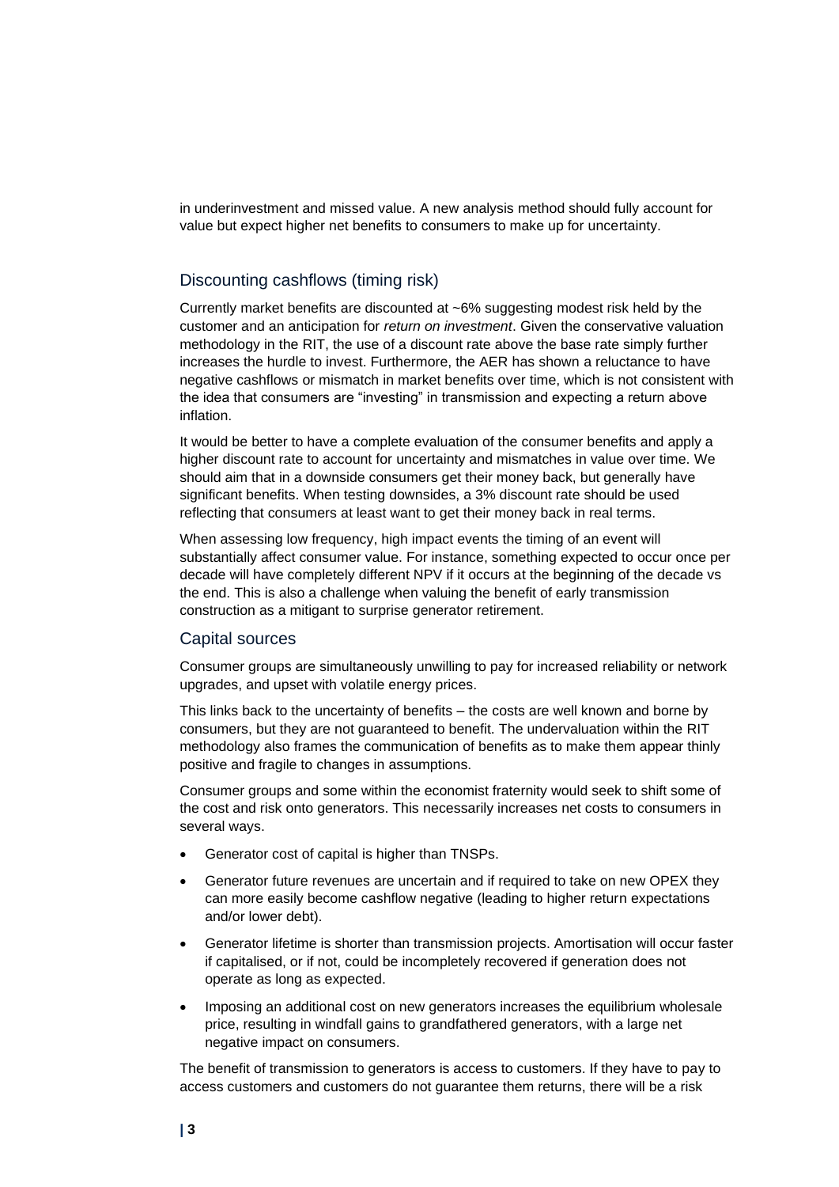in underinvestment and missed value. A new analysis method should fully account for value but expect higher net benefits to consumers to make up for uncertainty.

## Discounting cashflows (timing risk)

Currently market benefits are discounted at ~6% suggesting modest risk held by the customer and an anticipation for *return on investment*. Given the conservative valuation methodology in the RIT, the use of a discount rate above the base rate simply further increases the hurdle to invest. Furthermore, the AER has shown a reluctance to have negative cashflows or mismatch in market benefits over time, which is not consistent with the idea that consumers are "investing" in transmission and expecting a return above inflation.

It would be better to have a complete evaluation of the consumer benefits and apply a higher discount rate to account for uncertainty and mismatches in value over time. We should aim that in a downside consumers get their money back, but generally have significant benefits. When testing downsides, a 3% discount rate should be used reflecting that consumers at least want to get their money back in real terms.

When assessing low frequency, high impact events the timing of an event will substantially affect consumer value. For instance, something expected to occur once per decade will have completely different NPV if it occurs at the beginning of the decade vs the end. This is also a challenge when valuing the benefit of early transmission construction as a mitigant to surprise generator retirement.

## Capital sources

Consumer groups are simultaneously unwilling to pay for increased reliability or network upgrades, and upset with volatile energy prices.

This links back to the uncertainty of benefits – the costs are well known and borne by consumers, but they are not guaranteed to benefit. The undervaluation within the RIT methodology also frames the communication of benefits as to make them appear thinly positive and fragile to changes in assumptions.

Consumer groups and some within the economist fraternity would seek to shift some of the cost and risk onto generators. This necessarily increases net costs to consumers in several ways.

- Generator cost of capital is higher than TNSPs.
- Generator future revenues are uncertain and if required to take on new OPEX they can more easily become cashflow negative (leading to higher return expectations and/or lower debt).
- Generator lifetime is shorter than transmission projects. Amortisation will occur faster if capitalised, or if not, could be incompletely recovered if generation does not operate as long as expected.
- Imposing an additional cost on new generators increases the equilibrium wholesale price, resulting in windfall gains to grandfathered generators, with a large net negative impact on consumers.

The benefit of transmission to generators is access to customers. If they have to pay to access customers and customers do not guarantee them returns, there will be a risk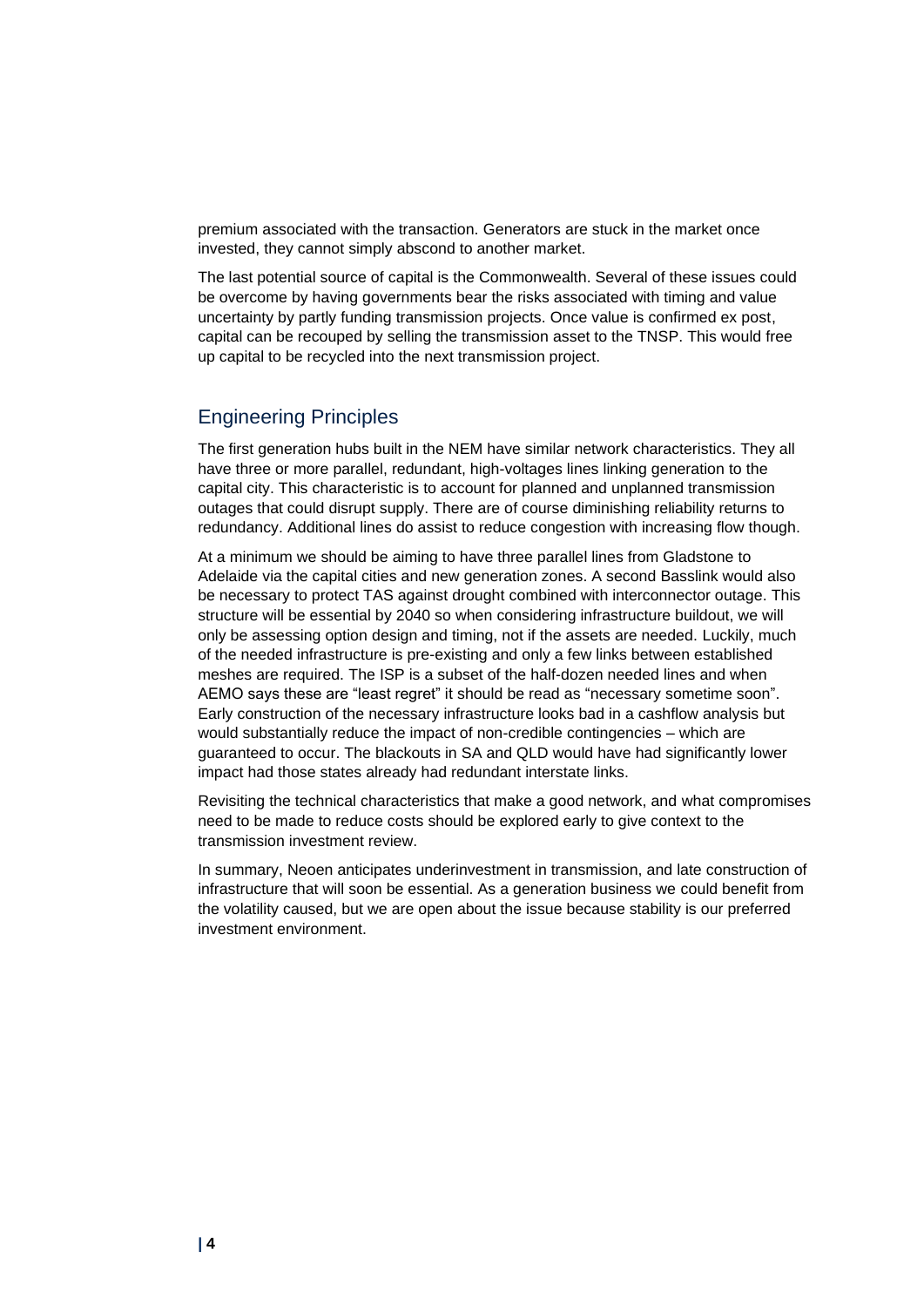premium associated with the transaction. Generators are stuck in the market once invested, they cannot simply abscond to another market.

The last potential source of capital is the Commonwealth. Several of these issues could be overcome by having governments bear the risks associated with timing and value uncertainty by partly funding transmission projects. Once value is confirmed ex post, capital can be recouped by selling the transmission asset to the TNSP. This would free up capital to be recycled into the next transmission project.

## Engineering Principles

The first generation hubs built in the NEM have similar network characteristics. They all have three or more parallel, redundant, high-voltages lines linking generation to the capital city. This characteristic is to account for planned and unplanned transmission outages that could disrupt supply. There are of course diminishing reliability returns to redundancy. Additional lines do assist to reduce congestion with increasing flow though.

At a minimum we should be aiming to have three parallel lines from Gladstone to Adelaide via the capital cities and new generation zones. A second Basslink would also be necessary to protect TAS against drought combined with interconnector outage. This structure will be essential by 2040 so when considering infrastructure buildout, we will only be assessing option design and timing, not if the assets are needed. Luckily, much of the needed infrastructure is pre-existing and only a few links between established meshes are required. The ISP is a subset of the half-dozen needed lines and when AEMO says these are "least regret" it should be read as "necessary sometime soon". Early construction of the necessary infrastructure looks bad in a cashflow analysis but would substantially reduce the impact of non-credible contingencies – which are guaranteed to occur. The blackouts in SA and QLD would have had significantly lower impact had those states already had redundant interstate links.

Revisiting the technical characteristics that make a good network, and what compromises need to be made to reduce costs should be explored early to give context to the transmission investment review.

In summary, Neoen anticipates underinvestment in transmission, and late construction of infrastructure that will soon be essential. As a generation business we could benefit from the volatility caused, but we are open about the issue because stability is our preferred investment environment.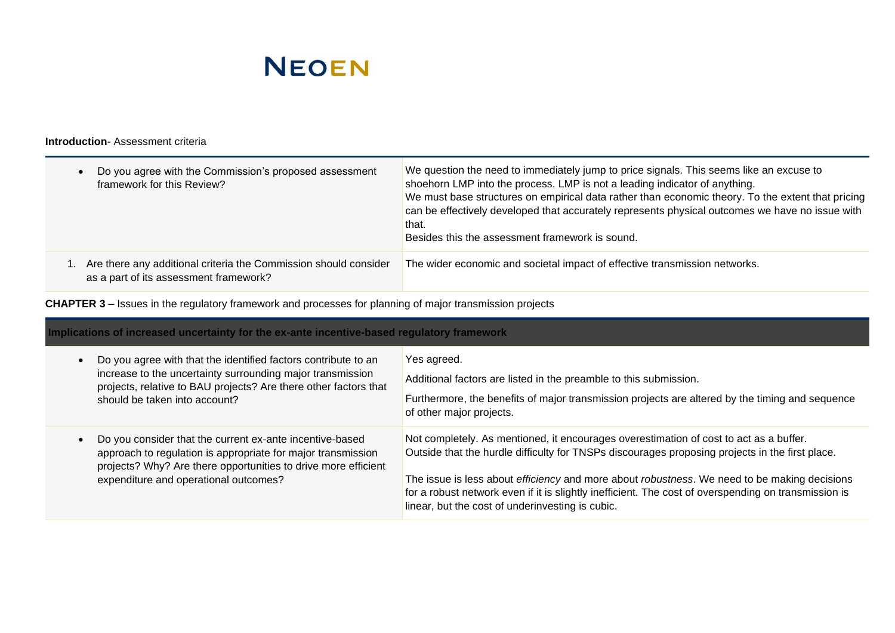# NEOEN

**Introduction**- Assessment criteria

| | |
|---|---|
| • Do you agree with the Commission's proposed assessment framework for this Review? | We question the need to immediately jump to price signals. This seems like an excuse to shoehorn LMP into the process. LMP is not a leading indicator of anything.<br>We must base structures on empirical data rather than economic theory. To the extent that pricing can be effectively developed that accurately represents physical outcomes we have no issue with that.<br>Besides this the assessment framework is sound. |
| 1. Are there any additional criteria the Commission should consider as a part of its assessment framework? | The wider economic and societal impact of effective transmission networks. |

**CHAPTER 3** – Issues in the regulatory framework and processes for planning of major transmission projects

| **Implications of increased uncertainty for the ex-ante incentive-based regulatory framework** | |
|---|---|
| • Do you agree with that the identified factors contribute to an increase to the uncertainty surrounding major transmission projects, relative to BAU projects? Are there other factors that should be taken into account? | Yes agreed.<br>Additional factors are listed in the preamble to this submission.<br>Furthermore, the benefits of major transmission projects are altered by the timing and sequence of other major projects. |
| • Do you consider that the current ex-ante incentive-based approach to regulation is appropriate for major transmission projects? Why? Are there opportunities to drive more efficient expenditure and operational outcomes? | Not completely. As mentioned, it encourages overestimation of cost to act as a buffer.<br>Outside that the hurdle difficulty for TNSPs discourages proposing projects in the first place.<br>The issue is less about *efficiency* and more about *robustness*. We need to be making decisions for a robust network even if it is slightly inefficient. The cost of overspending on transmission is linear, but the cost of underinvesting is cubic. |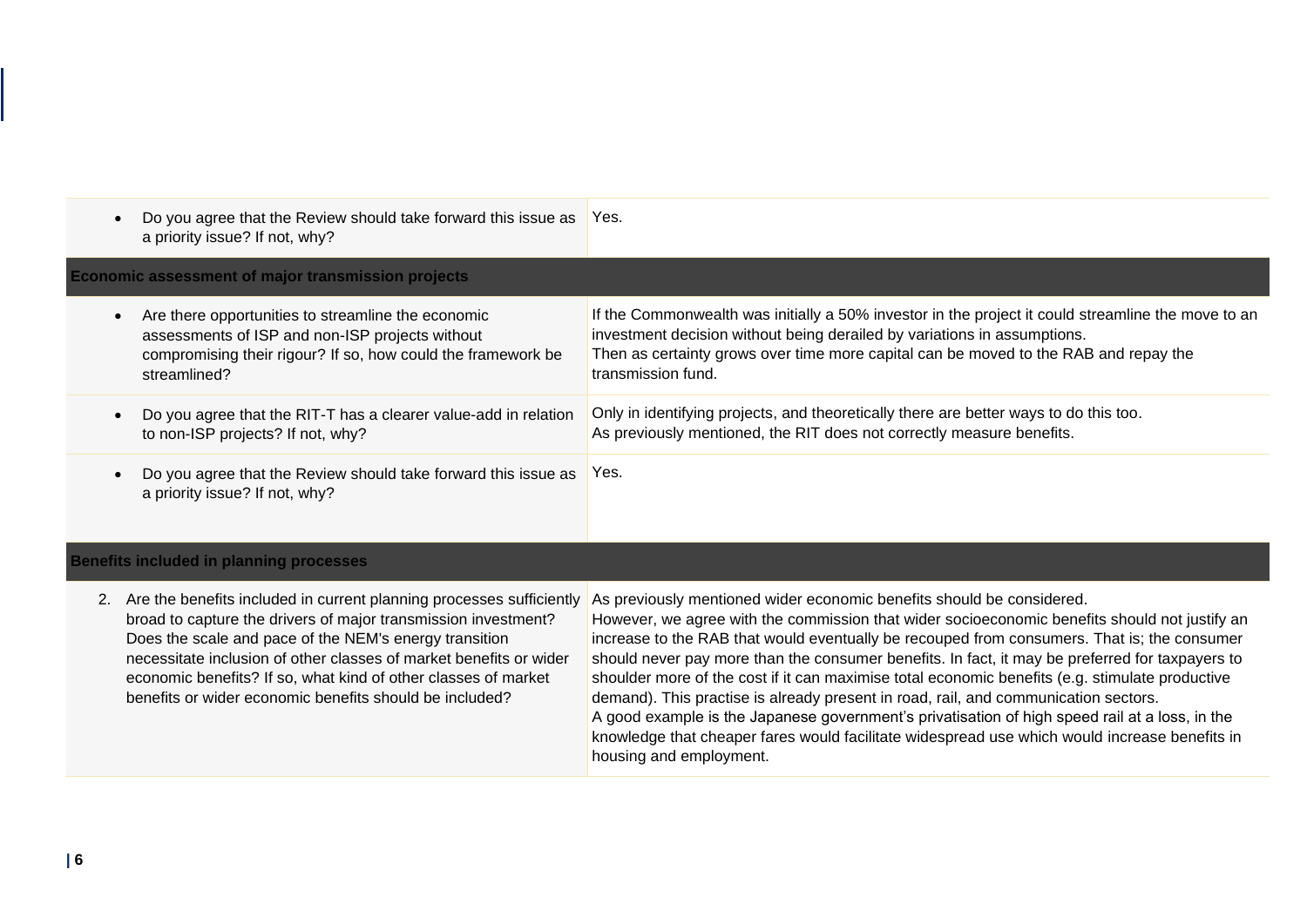| | |
|---|---|
| • Do you agree that the Review should take forward this issue as a priority issue? If not, why? | Yes. |
| **Economic assessment of major transmission projects** | |
| • Are there opportunities to streamline the economic assessments of ISP and non-ISP projects without compromising their rigour? If so, how could the framework be streamlined? | If the Commonwealth was initially a 50% investor in the project it could streamline the move to an investment decision without being derailed by variations in assumptions.<br>Then as certainty grows over time more capital can be moved to the RAB and repay the transmission fund. |
| • Do you agree that the RIT-T has a clearer value-add in relation to non-ISP projects? If not, why? | Only in identifying projects, and theoretically there are better ways to do this too.<br>As previously mentioned, the RIT does not correctly measure benefits. |
| • Do you agree that the Review should take forward this issue as a priority issue? If not, why? | Yes. |
| **Benefits included in planning processes** | |
| 2. Are the benefits included in current planning processes sufficiently broad to capture the drivers of major transmission investment? Does the scale and pace of the NEM's energy transition necessitate inclusion of other classes of market benefits or wider economic benefits? If so, what kind of other classes of market benefits or wider economic benefits should be included? | As previously mentioned wider economic benefits should be considered.<br>However, we agree with the commission that wider socioeconomic benefits should not justify an increase to the RAB that would eventually be recouped from consumers. That is; the consumer should never pay more than the consumer benefits. In fact, it may be preferred for taxpayers to shoulder more of the cost if it can maximise total economic benefits (e.g. stimulate productive demand). This practise is already present in road, rail, and communication sectors.<br>A good example is the Japanese government's privatisation of high speed rail at a loss, in the knowledge that cheaper fares would facilitate widespread use which would increase benefits in housing and employment. |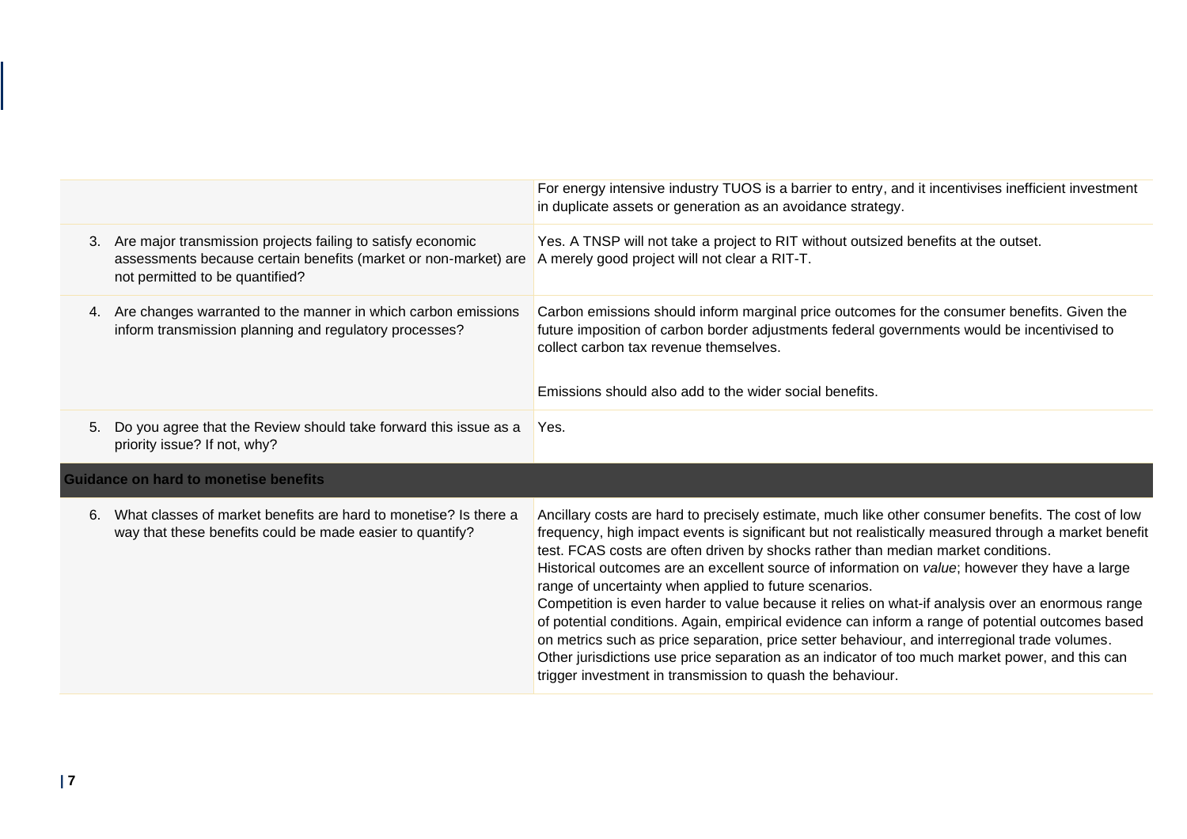| | |
|---|---|
| | For energy intensive industry TUOS is a barrier to entry, and it incentivises inefficient investment in duplicate assets or generation as an avoidance strategy. |
| 3. Are major transmission projects failing to satisfy economic assessments because certain benefits (market or non-market) are not permitted to be quantified? | Yes. A TNSP will not take a project to RIT without outsized benefits at the outset. A merely good project will not clear a RIT-T. |
| 4. Are changes warranted to the manner in which carbon emissions inform transmission planning and regulatory processes? | Carbon emissions should inform marginal price outcomes for the consumer benefits. Given the future imposition of carbon border adjustments federal governments would be incentivised to collect carbon tax revenue themselves.<br><br>Emissions should also add to the wider social benefits. |
| 5. Do you agree that the Review should take forward this issue as a priority issue? If not, why? | Yes. |
| **Guidance on hard to monetise benefits** | |
| 6. What classes of market benefits are hard to monetise? Is there a way that these benefits could be made easier to quantify? | Ancillary costs are hard to precisely estimate, much like other consumer benefits. The cost of low frequency, high impact events is significant but not realistically measured through a market benefit test. FCAS costs are often driven by shocks rather than median market conditions.<br>Historical outcomes are an excellent source of information on *value*; however they have a large range of uncertainty when applied to future scenarios.<br>Competition is even harder to value because it relies on what-if analysis over an enormous range of potential conditions. Again, empirical evidence can inform a range of potential outcomes based on metrics such as price separation, price setter behaviour, and interregional trade volumes.<br>Other jurisdictions use price separation as an indicator of too much market power, and this can trigger investment in transmission to quash the behaviour. |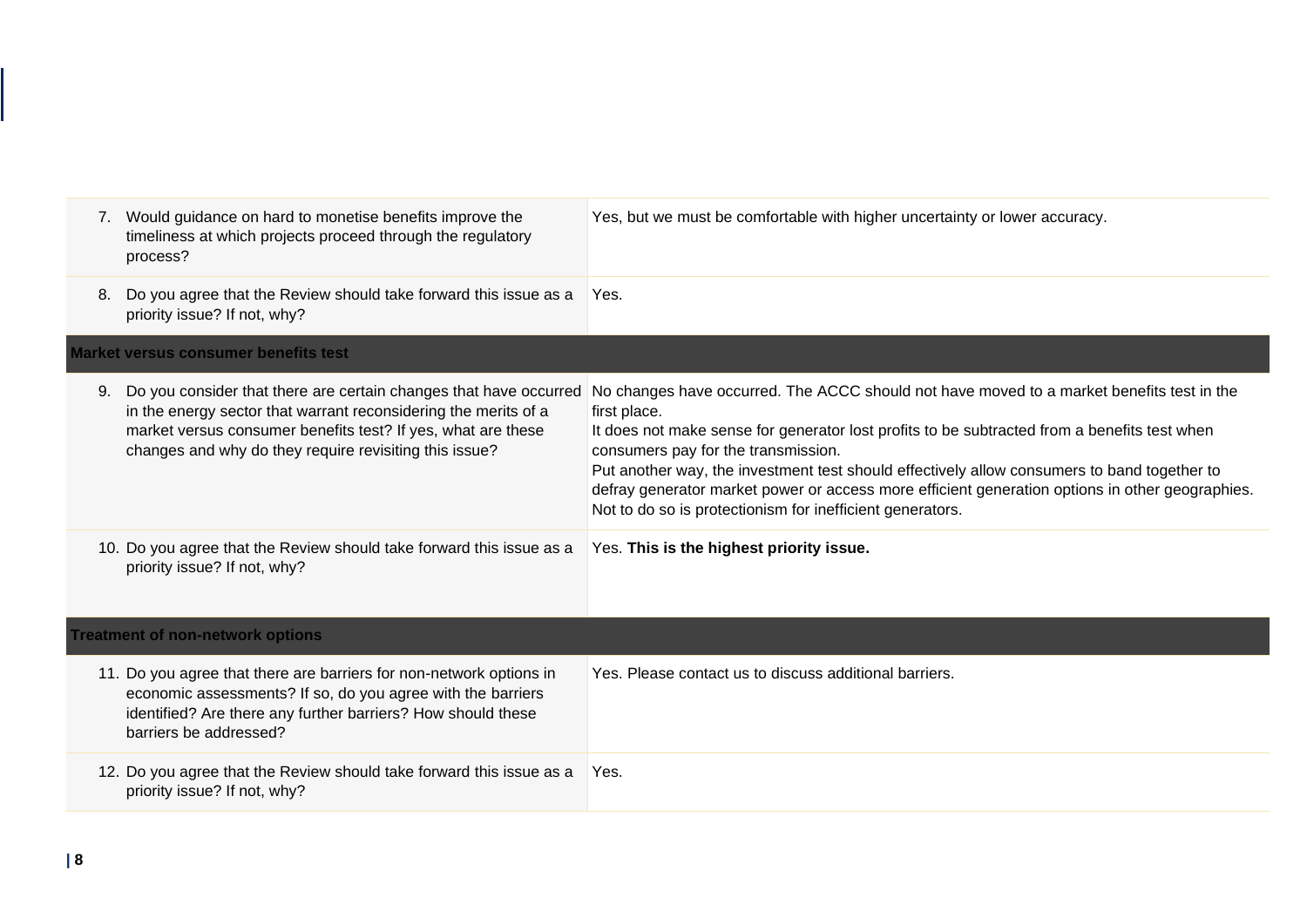| Question | Response |
| --- | --- |
| 7. Would guidance on hard to monetise benefits improve the timeliness at which projects proceed through the regulatory process? | Yes, but we must be comfortable with higher uncertainty or lower accuracy. |
| 8. Do you agree that the Review should take forward this issue as a priority issue? If not, why? | Yes. |
| **Market versus consumer benefits test** | |
| 9. Do you consider that there are certain changes that have occurred in the energy sector that warrant reconsidering the merits of a market versus consumer benefits test? If yes, what are these changes and why do they require revisiting this issue? | No changes have occurred. The ACCC should not have moved to a market benefits test in the first place.<br>It does not make sense for generator lost profits to be subtracted from a benefits test when consumers pay for the transmission.<br>Put another way, the investment test should effectively allow consumers to band together to defray generator market power or access more efficient generation options in other geographies. Not to do so is protectionism for inefficient generators. |
| 10. Do you agree that the Review should take forward this issue as a priority issue? If not, why? | Yes. **This is the highest priority issue.** |
| **Treatment of non-network options** | |
| 11. Do you agree that there are barriers for non-network options in economic assessments? If so, do you agree with the barriers identified? Are there any further barriers? How should these barriers be addressed? | Yes. Please contact us to discuss additional barriers. |
| 12. Do you agree that the Review should take forward this issue as a priority issue? If not, why? | Yes. |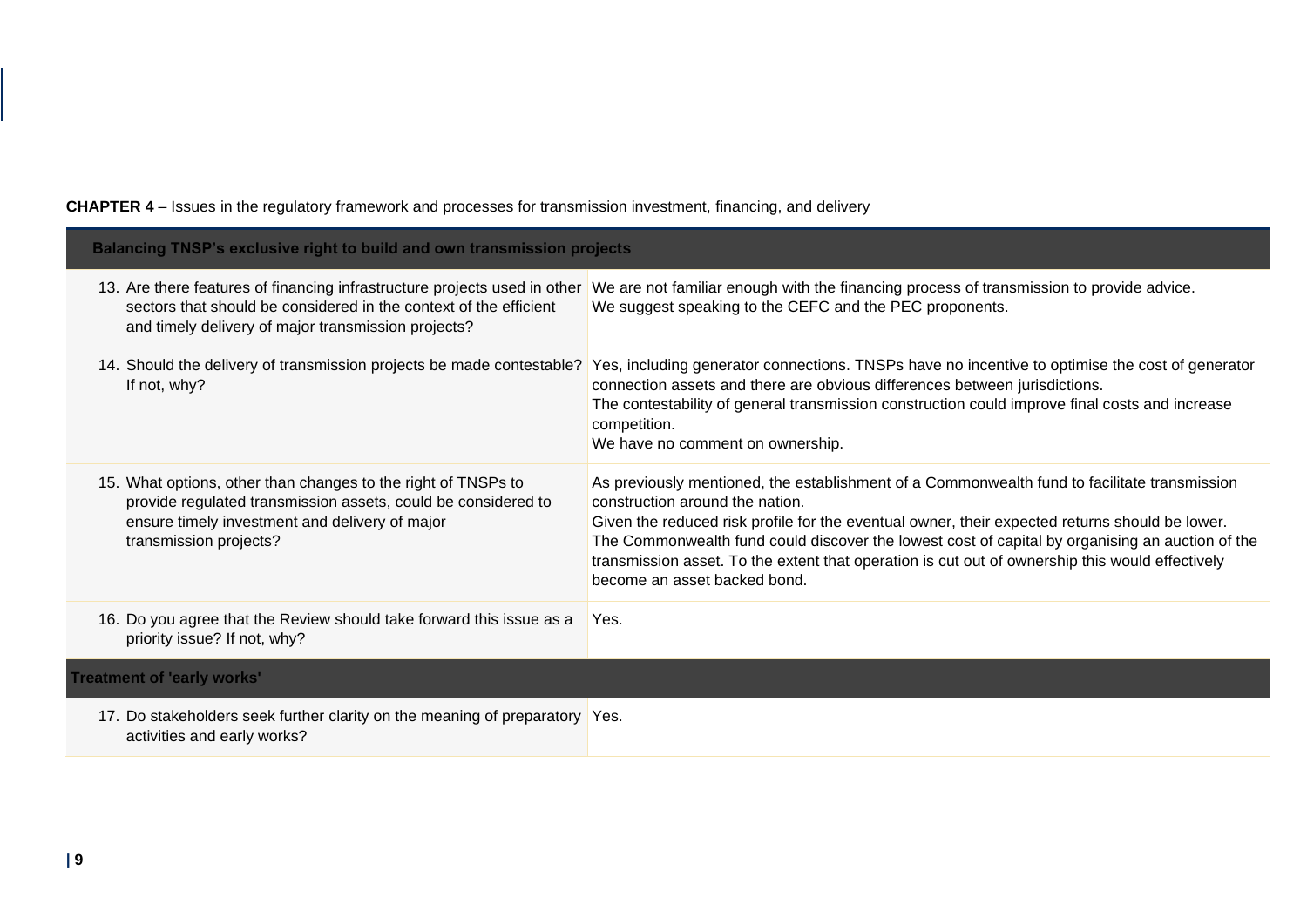**CHAPTER 4** – Issues in the regulatory framework and processes for transmission investment, financing, and delivery

| **Balancing TNSP's exclusive right to build and own transmission projects** | |
|---|---|
| 13. Are there features of financing infrastructure projects used in other sectors that should be considered in the context of the efficient and timely delivery of major transmission projects? | We are not familiar enough with the financing process of transmission to provide advice.<br>We suggest speaking to the CEFC and the PEC proponents. |
| 14. Should the delivery of transmission projects be made contestable? If not, why? | Yes, including generator connections. TNSPs have no incentive to optimise the cost of generator connection assets and there are obvious differences between jurisdictions.<br>The contestability of general transmission construction could improve final costs and increase competition.<br>We have no comment on ownership. |
| 15. What options, other than changes to the right of TNSPs to provide regulated transmission assets, could be considered to ensure timely investment and delivery of major transmission projects? | As previously mentioned, the establishment of a Commonwealth fund to facilitate transmission construction around the nation.<br>Given the reduced risk profile for the eventual owner, their expected returns should be lower.<br>The Commonwealth fund could discover the lowest cost of capital by organising an auction of the transmission asset. To the extent that operation is cut out of ownership this would effectively become an asset backed bond. |
| 16. Do you agree that the Review should take forward this issue as a priority issue? If not, why? | Yes. |
| **Treatment of 'early works'** | |
| 17. Do stakeholders seek further clarity on the meaning of preparatory activities and early works? | Yes. |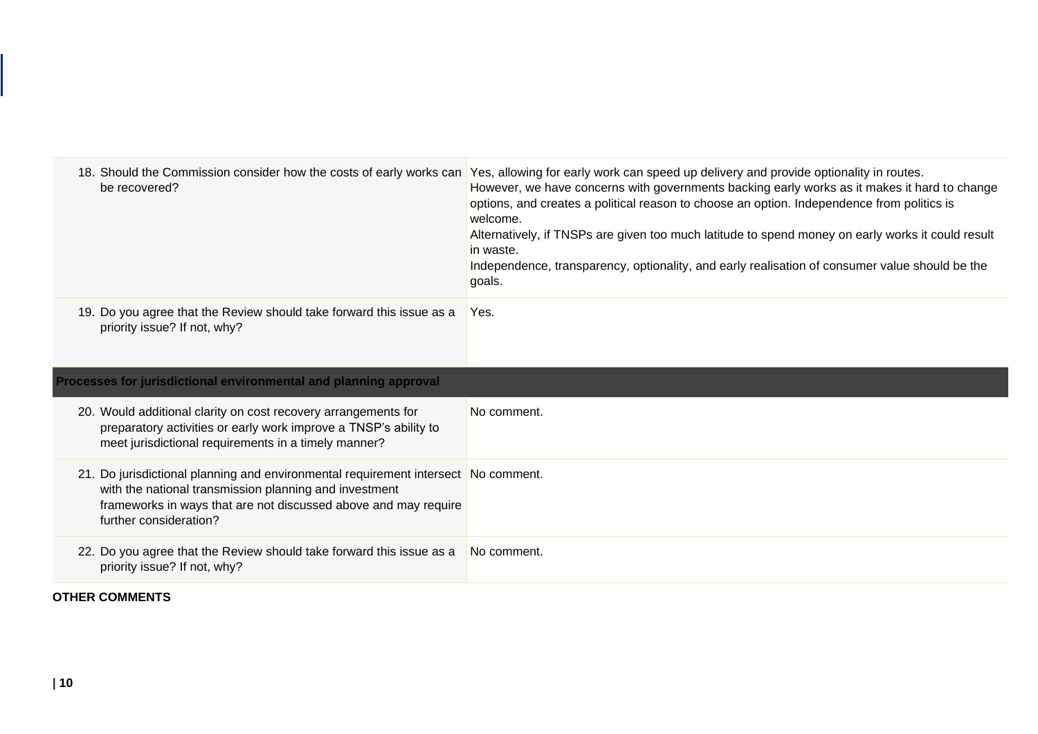| Question | Response |
| --- | --- |
| 18. Should the Commission consider how the costs of early works can be recovered? | Yes, allowing for early work can speed up delivery and provide optionality in routes.<br>However, we have concerns with governments backing early works as it makes it hard to change options, and creates a political reason to choose an option. Independence from politics is welcome.<br>Alternatively, if TNSPs are given too much latitude to spend money on early works it could result in waste.<br>Independence, transparency, optionality, and early realisation of consumer value should be the goals. |
| 19. Do you agree that the Review should take forward this issue as a priority issue? If not, why? | Yes. |
| **Processes for jurisdictional environmental and planning approval** | |
| 20. Would additional clarity on cost recovery arrangements for preparatory activities or early work improve a TNSP's ability to meet jurisdictional requirements in a timely manner? | No comment. |
| 21. Do jurisdictional planning and environmental requirement intersect with the national transmission planning and investment frameworks in ways that are not discussed above and may require further consideration? | No comment. |
| 22. Do you agree that the Review should take forward this issue as a priority issue? If not, why? | No comment. |

**OTHER COMMENTS**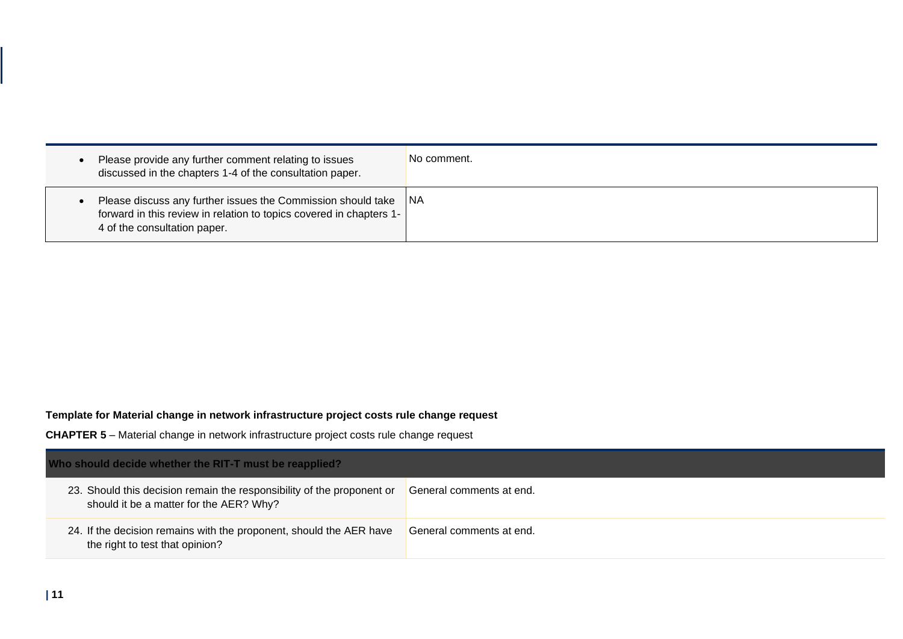| | |
|---|---|
| • Please provide any further comment relating to issues discussed in the chapters 1-4 of the consultation paper. | No comment. |
| • Please discuss any further issues the Commission should take forward in this review in relation to topics covered in chapters 1-4 of the consultation paper. | NA |

**Template for Material change in network infrastructure project costs rule change request**

**CHAPTER 5** – Material change in network infrastructure project costs rule change request

| **Who should decide whether the RIT-T must be reapplied?** | |
|---|---|
| 23. Should this decision remain the responsibility of the proponent or should it be a matter for the AER? Why? | General comments at end. |
| 24. If the decision remains with the proponent, should the AER have the right to test that opinion? | General comments at end. |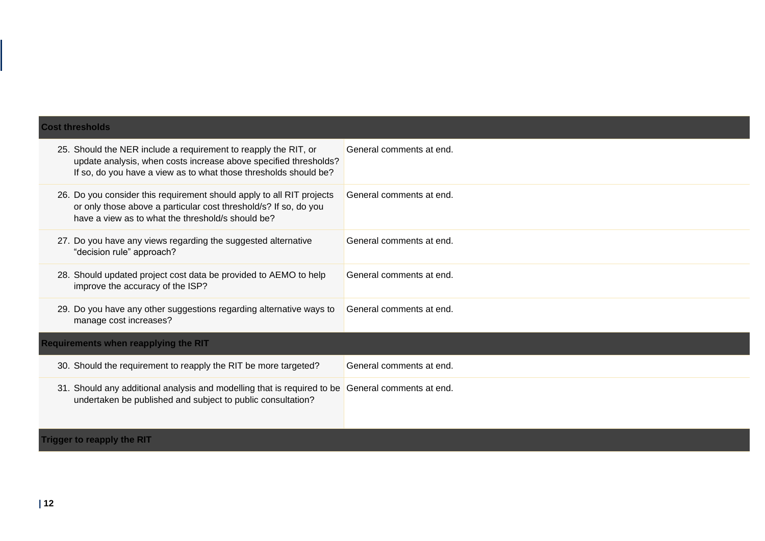| Cost thresholds | |
|---|---|
| 25. Should the NER include a requirement to reapply the RIT, or update analysis, when costs increase above specified thresholds? If so, do you have a view as to what those thresholds should be? | General comments at end. |
| 26. Do you consider this requirement should apply to all RIT projects or only those above a particular cost threshold/s? If so, do you have a view as to what the threshold/s should be? | General comments at end. |
| 27. Do you have any views regarding the suggested alternative "decision rule" approach? | General comments at end. |
| 28. Should updated project cost data be provided to AEMO to help improve the accuracy of the ISP? | General comments at end. |
| 29. Do you have any other suggestions regarding alternative ways to manage cost increases? | General comments at end. |
| **Requirements when reapplying the RIT** | |
| 30. Should the requirement to reapply the RIT be more targeted? | General comments at end. |
| 31. Should any additional analysis and modelling that is required to be undertaken be published and subject to public consultation? | General comments at end. |
| **Trigger to reapply the RIT** | |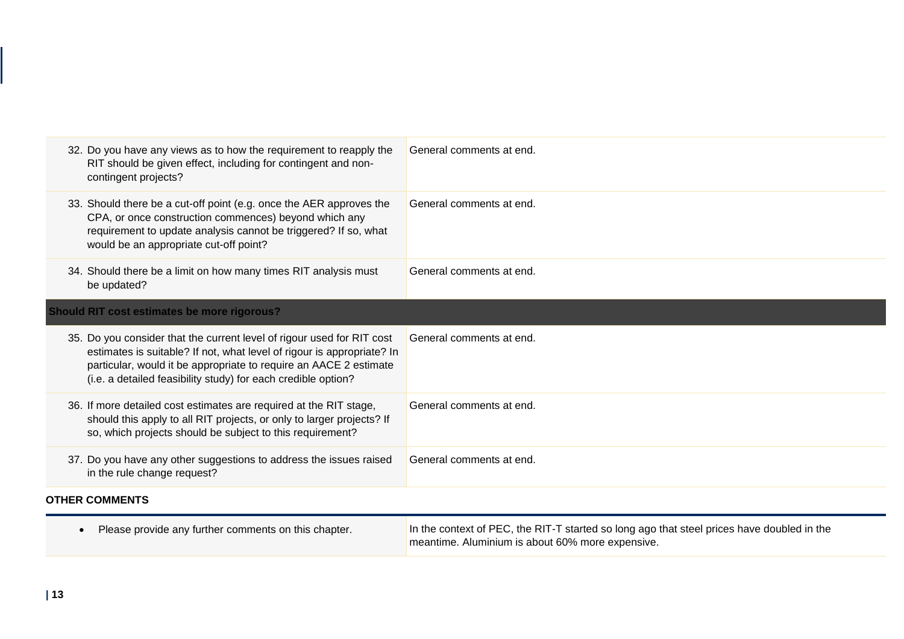| | |
|---|---|
| 32. Do you have any views as to how the requirement to reapply the RIT should be given effect, including for contingent and non-contingent projects? | General comments at end. |
| 33. Should there be a cut-off point (e.g. once the AER approves the CPA, or once construction commences) beyond which any requirement to update analysis cannot be triggered? If so, what would be an appropriate cut-off point? | General comments at end. |
| 34. Should there be a limit on how many times RIT analysis must be updated? | General comments at end. |
| **Should RIT cost estimates be more rigorous?** | |
| 35. Do you consider that the current level of rigour used for RIT cost estimates is suitable? If not, what level of rigour is appropriate? In particular, would it be appropriate to require an AACE 2 estimate (i.e. a detailed feasibility study) for each credible option? | General comments at end. |
| 36. If more detailed cost estimates are required at the RIT stage, should this apply to all RIT projects, or only to larger projects? If so, which projects should be subject to this requirement? | General comments at end. |
| 37. Do you have any other suggestions to address the issues raised in the rule change request? | General comments at end. |

**OTHER COMMENTS**

| | |
|---|---|
| • Please provide any further comments on this chapter. | In the context of PEC, the RIT-T started so long ago that steel prices have doubled in the meantime. Aluminium is about 60% more expensive. |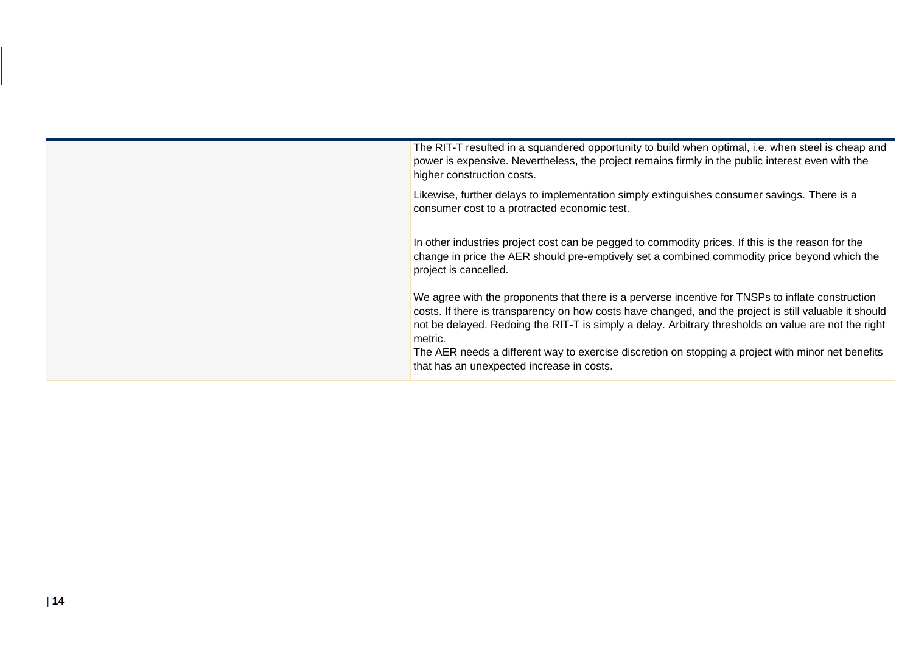| | |
|---|---|
| | The RIT-T resulted in a squandered opportunity to build when optimal, i.e. when steel is cheap and power is expensive. Nevertheless, the project remains firmly in the public interest even with the higher construction costs.<br><br>Likewise, further delays to implementation simply extinguishes consumer savings. There is a consumer cost to a protracted economic test.<br><br>In other industries project cost can be pegged to commodity prices. If this is the reason for the change in price the AER should pre-emptively set a combined commodity price beyond which the project is cancelled.<br><br>We agree with the proponents that there is a perverse incentive for TNSPs to inflate construction costs. If there is transparency on how costs have changed, and the project is still valuable it should not be delayed. Redoing the RIT-T is simply a delay. Arbitrary thresholds on value are not the right metric.<br>The AER needs a different way to exercise discretion on stopping a project with minor net benefits that has an unexpected increase in costs. |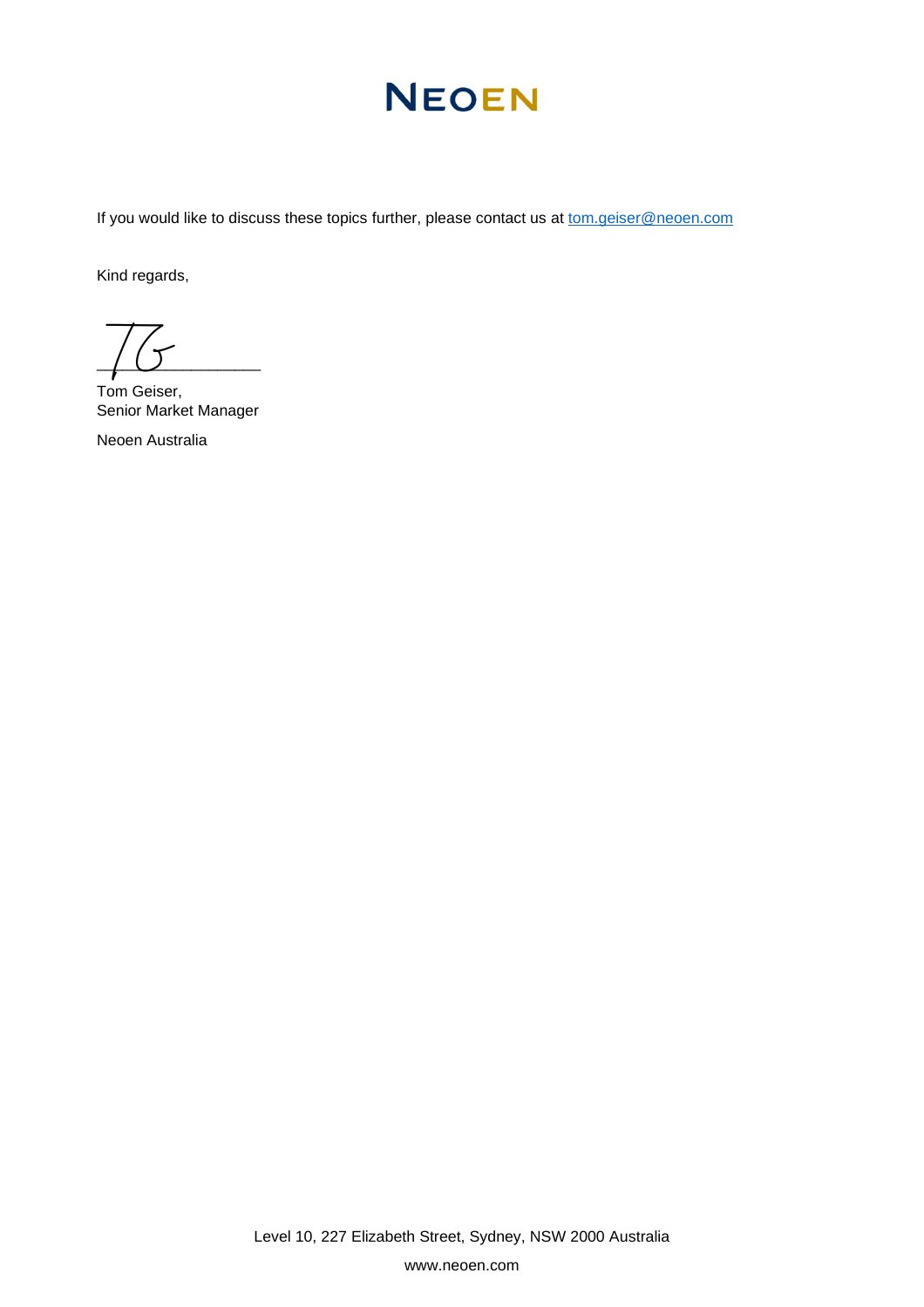NEOEN

If you would like to discuss these topics further, please contact us at tom.geiser@neoen.com

Kind regards,

Tom Geiser,
Senior Market Manager

Neoen Australia

Level 10, 227 Elizabeth Street, Sydney, NSW 2000 Australia

www.neoen.com